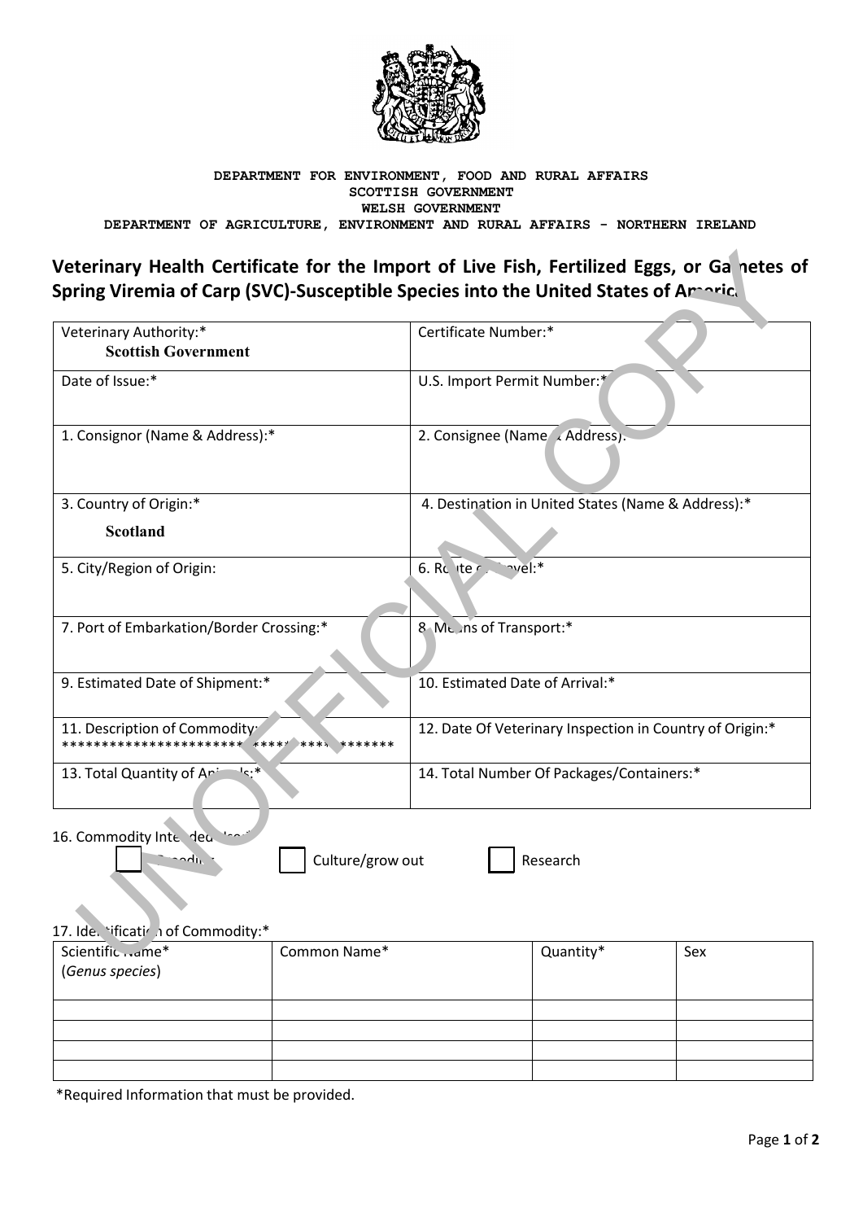**DEPARTMENT FOR ENVIRONMENT, FOOD AND RURAL AFFAIRS**
**SCOTTISH GOVERNMENT**
**WELSH GOVERNMENT**
**DEPARTMENT OF AGRICULTURE, ENVIRONMENT AND RURAL AFFAIRS - NORTHERN IRELAND**

# Veterinary Health Certificate for the Import of Live Fish, Fertilized Eggs, or Gametes of Spring Viremia of Carp (SVC)-Susceptible Species into the United States of America

UNOFFICIAL COPY

| | |
|---|---|
| Veterinary Authority:* **Scottish Government** | Certificate Number:* |
| Date of Issue:* | U.S. Import Permit Number:* |
| 1. Consignor (Name & Address):* | 2. Consignee (Name & Address):* |
| 3. Country of Origin:* **Scotland** | 4. Destination in United States (Name & Address):* |
| 5. City/Region of Origin: | 6. Route of Travel:* |
| 7. Port of Embarkation/Border Crossing:* | 8. Means of Transport:* |
| 9. Estimated Date of Shipment:* | 10. Estimated Date of Arrival:* |
| 11. Description of Commodity: ************************************** | 12. Date Of Veterinary Inspection in Country of Origin:* |
| 13. Total Quantity of Animals:* | 14. Total Number Of Packages/Containers:* |

16. Commodity Intended Use:*

☐ Breeding ☐ Culture/grow out ☐ Research

17. Identification of Commodity:*

| Scientific Name* (*Genus species*) | Common Name* | Quantity* | Sex |
|---|---|---|---|
| | | | |
| | | | |
| | | | |
| | | | |

*Required Information that must be provided.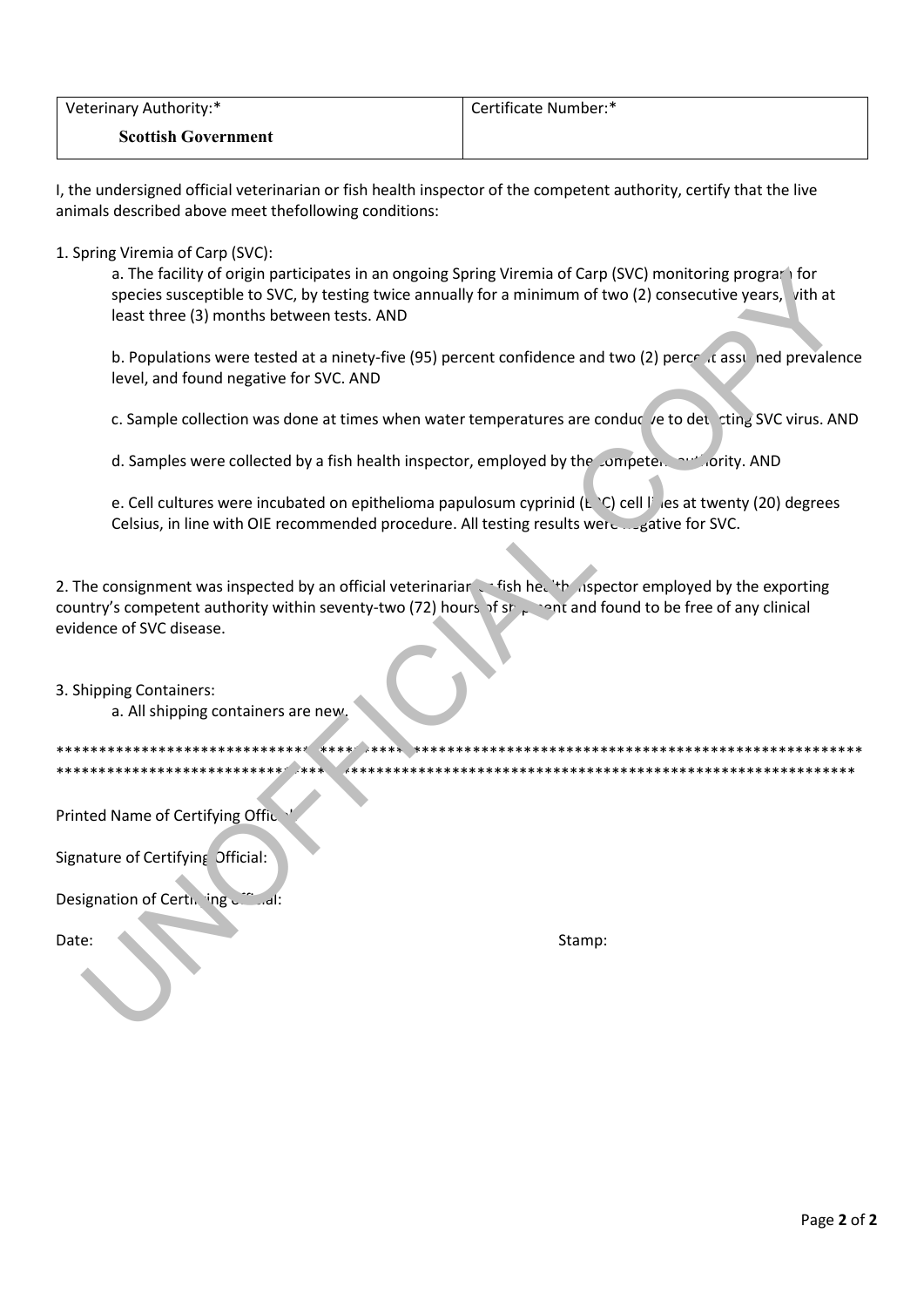| Veterinary Authority:* | Certificate Number:* |
| --- | --- |
| **Scottish Government** | |

I, the undersigned official veterinarian or fish health inspector of the competent authority, certify that the live animals described above meet thefollowing conditions:

1. Spring Viremia of Carp (SVC):

   a. The facility of origin participates in an ongoing Spring Viremia of Carp (SVC) monitoring program for species susceptible to SVC, by testing twice annually for a minimum of two (2) consecutive years, with at least three (3) months between tests. AND

   b. Populations were tested at a ninety-five (95) percent confidence and two (2) percent assumed prevalence level, and found negative for SVC. AND

   c. Sample collection was done at times when water temperatures are conducive to detecting SVC virus. AND

   d. Samples were collected by a fish health inspector, employed by the competent authority. AND

   e. Cell cultures were incubated on epithelioma papulosum cyprinid (EPC) cell lines at twenty (20) degrees Celsius, in line with OIE recommended procedure. All testing results were negative for SVC.

2. The consignment was inspected by an official veterinarian or fish health inspector employed by the exporting country's competent authority within seventy-two (72) hours of shipment and found to be free of any clinical evidence of SVC disease.

3. Shipping Containers:

   a. All shipping containers are new.

*************************************************************************************************************
*************************************************************************************************************

Printed Name of Certifying Official:

Signature of Certifying Official:

Designation of Certifying Official:

Date: Stamp:

UNOFFICIAL COPY